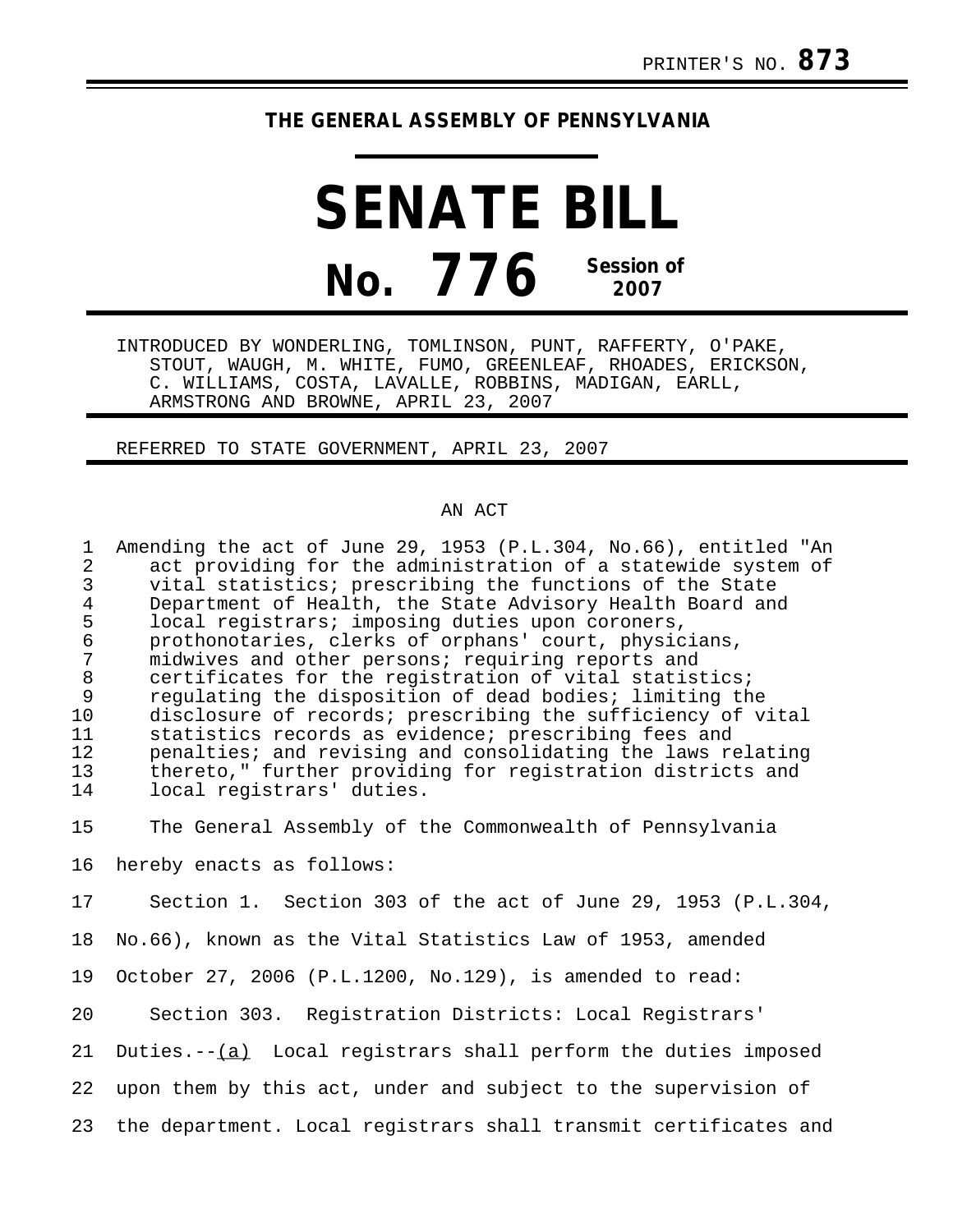PRINTER'S NO. **873**

# THE GENERAL ASSEMBLY OF PENNSYLVANIA

# SENATE BILL

## No. 776 Session of 2007

INTRODUCED BY WONDERLING, TOMLINSON, PUNT, RAFFERTY, O'PAKE, STOUT, WAUGH, M. WHITE, FUMO, GREENLEAF, RHOADES, ERICKSON, C. WILLIAMS, COSTA, LAVALLE, ROBBINS, MADIGAN, EARLL, ARMSTRONG AND BROWNE, APRIL 23, 2007

REFERRED TO STATE GOVERNMENT, APRIL 23, 2007

AN ACT

Amending the act of June 29, 1953 (P.L.304, No.66), entitled "An act providing for the administration of a statewide system of vital statistics; prescribing the functions of the State Department of Health, the State Advisory Health Board and local registrars; imposing duties upon coroners, prothonotaries, clerks of orphans' court, physicians, midwives and other persons; requiring reports and certificates for the registration of vital statistics; regulating the disposition of dead bodies; limiting the disclosure of records; prescribing the sufficiency of vital statistics records as evidence; prescribing fees and penalties; and revising and consolidating the laws relating thereto," further providing for registration districts and local registrars' duties.

The General Assembly of the Commonwealth of Pennsylvania hereby enacts as follows:

Section 1. Section 303 of the act of June 29, 1953 (P.L.304, No.66), known as the Vital Statistics Law of 1953, amended October 27, 2006 (P.L.1200, No.129), is amended to read:

Section 303. Registration Districts: Local Registrars' Duties.--(a) Local registrars shall perform the duties imposed upon them by this act, under and subject to the supervision of the department. Local registrars shall transmit certificates and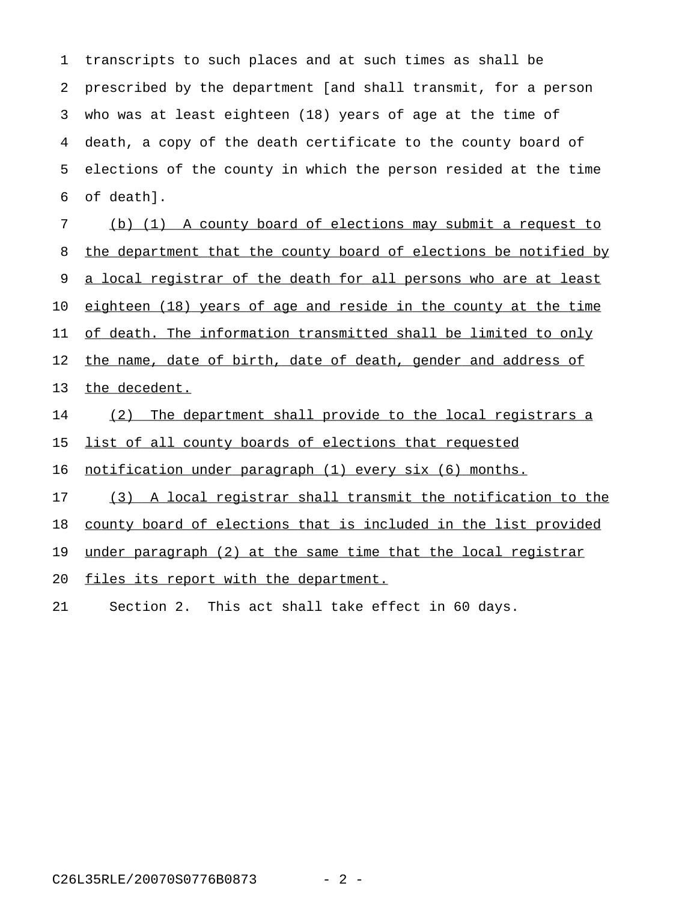transcripts to such places and at such times as shall be prescribed by the department [and shall transmit, for a person who was at least eighteen (18) years of age at the time of death, a copy of the death certificate to the county board of elections of the county in which the person resided at the time of death].

<u>(b) (1) A county board of elections may submit a request to the department that the county board of elections be notified by a local registrar of the death for all persons who are at least eighteen (18) years of age and reside in the county at the time of death. The information transmitted shall be limited to only the name, date of birth, date of death, gender and address of the decedent.</u>

<u>(2) The department shall provide to the local registrars a list of all county boards of elections that requested notification under paragraph (1) every six (6) months.</u>

<u>(3) A local registrar shall transmit the notification to the county board of elections that is included in the list provided under paragraph (2) at the same time that the local registrar files its report with the department.</u>

Section 2. This act shall take effect in 60 days.